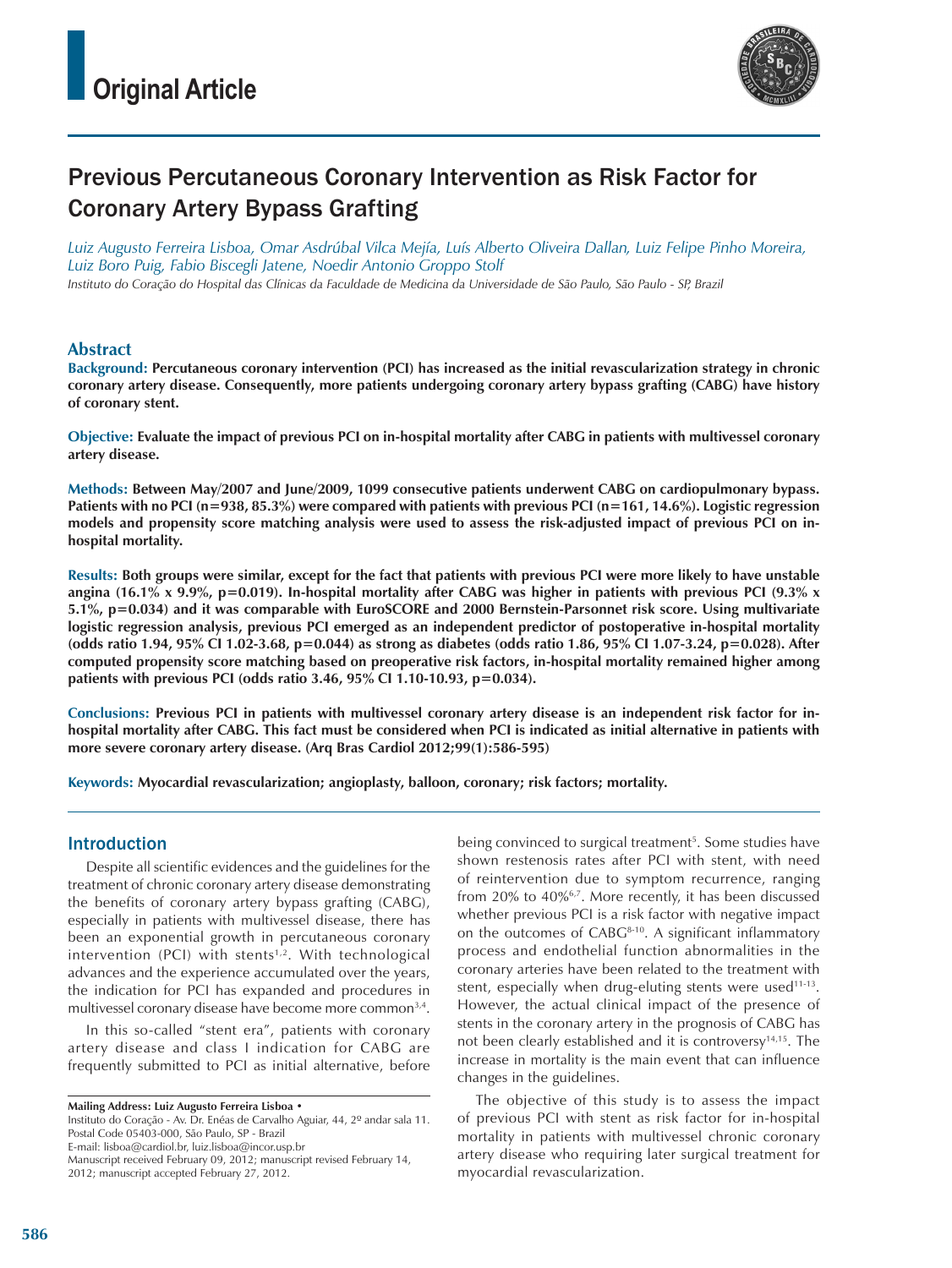Original Article

# Previous Percutaneous Coronary Intervention as Risk Factor for Coronary Artery Bypass Grafting

*Luiz Augusto Ferreira Lisboa, Omar Asdrúbal Vilca Mejía, Luís Alberto Oliveira Dallan, Luiz Felipe Pinho Moreira, Luiz Boro Puig, Fabio Biscegli Jatene, Noedir Antonio Groppo Stolf*

*Instituto do Coração do Hospital das Clínicas da Faculdade de Medicina da Universidade de São Paulo, São Paulo - SP, Brazil*

## Abstract

**Background: Percutaneous coronary intervention (PCI) has increased as the initial revascularization strategy in chronic coronary artery disease. Consequently, more patients undergoing coronary artery bypass grafting (CABG) have history of coronary stent.**

**Objective: Evaluate the impact of previous PCI on in-hospital mortality after CABG in patients with multivessel coronary artery disease.**

**Methods: Between May/2007 and June/2009, 1099 consecutive patients underwent CABG on cardiopulmonary bypass. Patients with no PCI (n=938, 85.3%) were compared with patients with previous PCI (n=161, 14.6%). Logistic regression models and propensity score matching analysis were used to assess the risk-adjusted impact of previous PCI on in-hospital mortality.**

**Results: Both groups were similar, except for the fact that patients with previous PCI were more likely to have unstable angina (16.1% x 9.9%, p=0.019). In-hospital mortality after CABG was higher in patients with previous PCI (9.3% x 5.1%, p=0.034) and it was comparable with EuroSCORE and 2000 Bernstein-Parsonnet risk score. Using multivariate logistic regression analysis, previous PCI emerged as an independent predictor of postoperative in-hospital mortality (odds ratio 1.94, 95% CI 1.02-3.68, p=0.044) as strong as diabetes (odds ratio 1.86, 95% CI 1.07-3.24, p=0.028). After computed propensity score matching based on preoperative risk factors, in-hospital mortality remained higher among patients with previous PCI (odds ratio 3.46, 95% CI 1.10-10.93, p=0.034).**

**Conclusions: Previous PCI in patients with multivessel coronary artery disease is an independent risk factor for in-hospital mortality after CABG. This fact must be considered when PCI is indicated as initial alternative in patients with more severe coronary artery disease. (Arq Bras Cardiol 2012;99(1):586-595)**

**Keywords: Myocardial revascularization; angioplasty, balloon, coronary; risk factors; mortality.**

## Introduction

Despite all scientific evidences and the guidelines for the treatment of chronic coronary artery disease demonstrating the benefits of coronary artery bypass grafting (CABG), especially in patients with multivessel disease, there has been an exponential growth in percutaneous coronary intervention (PCI) with stents[1,2]. With technological advances and the experience accumulated over the years, the indication for PCI has expanded and procedures in multivessel coronary disease have become more common[3,4].

In this so-called "stent era", patients with coronary artery disease and class I indication for CABG are frequently submitted to PCI as initial alternative, before being convinced to surgical treatment[5]. Some studies have shown restenosis rates after PCI with stent, with need of reintervention due to symptom recurrence, ranging from 20% to 40%[6,7]. More recently, it has been discussed whether previous PCI is a risk factor with negative impact on the outcomes of CABG[8-10]. A significant inflammatory process and endothelial function abnormalities in the coronary arteries have been related to the treatment with stent, especially when drug-eluting stents were used[11-13]. However, the actual clinical impact of the presence of stents in the coronary artery in the prognosis of CABG has not been clearly established and it is controversy[14,15]. The increase in mortality is the main event that can influence changes in the guidelines.

The objective of this study is to assess the impact of previous PCI with stent as risk factor for in-hospital mortality in patients with multivessel chronic coronary artery disease who requiring later surgical treatment for myocardial revascularization.

**Mailing Address: Luiz Augusto Ferreira Lisboa •**
Instituto do Coração - Av. Dr. Enéas de Carvalho Aguiar, 44, 2º andar sala 11. Postal Code 05403-000, São Paulo, SP - Brazil
E-mail: lisboa@cardiol.br, luiz.lisboa@incor.usp.br
Manuscript received February 09, 2012; manuscript revised February 14, 2012; manuscript accepted February 27, 2012.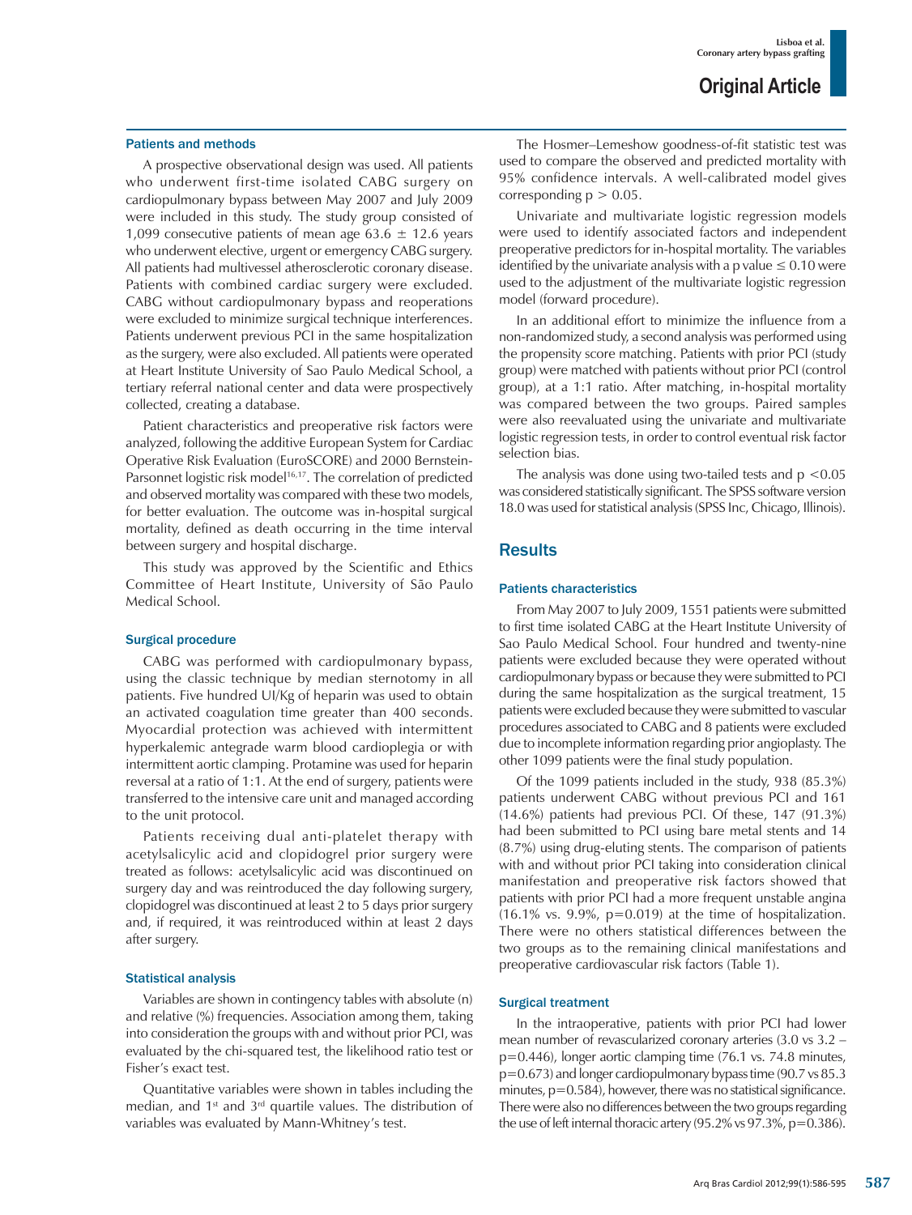### Patients and methods

A prospective observational design was used. All patients who underwent first-time isolated CABG surgery on cardiopulmonary bypass between May 2007 and July 2009 were included in this study. The study group consisted of 1,099 consecutive patients of mean age 63.6 ± 12.6 years who underwent elective, urgent or emergency CABG surgery. All patients had multivessel atherosclerotic coronary disease. Patients with combined cardiac surgery were excluded. CABG without cardiopulmonary bypass and reoperations were excluded to minimize surgical technique interferences. Patients underwent previous PCI in the same hospitalization as the surgery, were also excluded. All patients were operated at Heart Institute University of Sao Paulo Medical School, a tertiary referral national center and data were prospectively collected, creating a database.

Patient characteristics and preoperative risk factors were analyzed, following the additive European System for Cardiac Operative Risk Evaluation (EuroSCORE) and 2000 Bernstein-Parsonnet logistic risk model[16,17]. The correlation of predicted and observed mortality was compared with these two models, for better evaluation. The outcome was in-hospital surgical mortality, defined as death occurring in the time interval between surgery and hospital discharge.

This study was approved by the Scientific and Ethics Committee of Heart Institute, University of São Paulo Medical School.

### Surgical procedure

CABG was performed with cardiopulmonary bypass, using the classic technique by median sternotomy in all patients. Five hundred UI/Kg of heparin was used to obtain an activated coagulation time greater than 400 seconds. Myocardial protection was achieved with intermittent hyperkalemic antegrade warm blood cardioplegia or with intermittent aortic clamping. Protamine was used for heparin reversal at a ratio of 1:1. At the end of surgery, patients were transferred to the intensive care unit and managed according to the unit protocol.

Patients receiving dual anti-platelet therapy with acetylsalicylic acid and clopidogrel prior surgery were treated as follows: acetylsalicylic acid was discontinued on surgery day and was reintroduced the day following surgery, clopidogrel was discontinued at least 2 to 5 days prior surgery and, if required, it was reintroduced within at least 2 days after surgery.

### Statistical analysis

Variables are shown in contingency tables with absolute (n) and relative (%) frequencies. Association among them, taking into consideration the groups with and without prior PCI, was evaluated by the chi-squared test, the likelihood ratio test or Fisher's exact test.

Quantitative variables were shown in tables including the median, and 1st and 3rd quartile values. The distribution of variables was evaluated by Mann-Whitney's test.

The Hosmer–Lemeshow goodness-of-fit statistic test was used to compare the observed and predicted mortality with 95% confidence intervals. A well-calibrated model gives corresponding $p > 0.05$.

Univariate and multivariate logistic regression models were used to identify associated factors and independent preoperative predictors for in-hospital mortality. The variables identified by the univariate analysis with a p value $\leq 0.10$ were used to the adjustment of the multivariate logistic regression model (forward procedure).

In an additional effort to minimize the influence from a non-randomized study, a second analysis was performed using the propensity score matching. Patients with prior PCI (study group) were matched with patients without prior PCI (control group), at a 1:1 ratio. After matching, in-hospital mortality was compared between the two groups. Paired samples were also reevaluated using the univariate and multivariate logistic regression tests, in order to control eventual risk factor selection bias.

The analysis was done using two-tailed tests and $p < 0.05$ was considered statistically significant. The SPSS software version 18.0 was used for statistical analysis (SPSS Inc, Chicago, Illinois).

## Results

### Patients characteristics

From May 2007 to July 2009, 1551 patients were submitted to first time isolated CABG at the Heart Institute University of Sao Paulo Medical School. Four hundred and twenty-nine patients were excluded because they were operated without cardiopulmonary bypass or because they were submitted to PCI during the same hospitalization as the surgical treatment, 15 patients were excluded because they were submitted to vascular procedures associated to CABG and 8 patients were excluded due to incomplete information regarding prior angioplasty. The other 1099 patients were the final study population.

Of the 1099 patients included in the study, 938 (85.3%) patients underwent CABG without previous PCI and 161 (14.6%) patients had previous PCI. Of these, 147 (91.3%) had been submitted to PCI using bare metal stents and 14 (8.7%) using drug-eluting stents. The comparison of patients with and without prior PCI taking into consideration clinical manifestation and preoperative risk factors showed that patients with prior PCI had a more frequent unstable angina (16.1% vs. 9.9%, p=0.019) at the time of hospitalization. There were no others statistical differences between the two groups as to the remaining clinical manifestations and preoperative cardiovascular risk factors (Table 1).

### Surgical treatment

In the intraoperative, patients with prior PCI had lower mean number of revascularized coronary arteries (3.0 vs 3.2 – p=0.446), longer aortic clamping time (76.1 vs. 74.8 minutes, p=0.673) and longer cardiopulmonary bypass time (90.7 vs 85.3 minutes, p=0.584), however, there was no statistical significance. There were also no differences between the two groups regarding the use of left internal thoracic artery (95.2% vs 97.3%, p=0.386).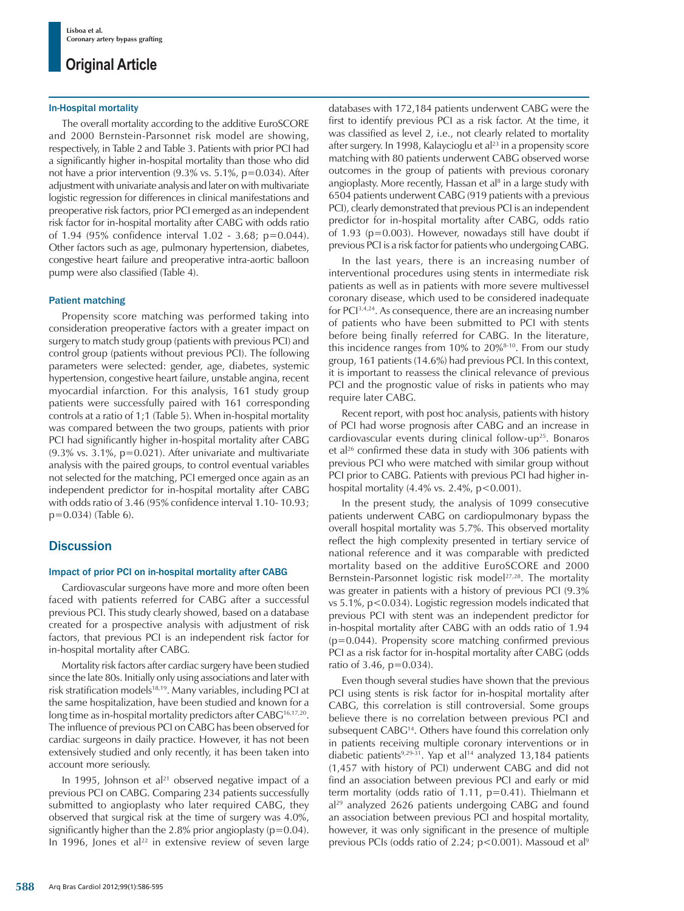### In-Hospital mortality

The overall mortality according to the additive EuroSCORE and 2000 Bernstein-Parsonnet risk model are showing, respectively, in Table 2 and Table 3. Patients with prior PCI had a significantly higher in-hospital mortality than those who did not have a prior intervention (9.3% vs. 5.1%, p=0.034). After adjustment with univariate analysis and later on with multivariate logistic regression for differences in clinical manifestations and preoperative risk factors, prior PCI emerged as an independent risk factor for in-hospital mortality after CABG with odds ratio of 1.94 (95% confidence interval 1.02 - 3.68; p=0.044). Other factors such as age, pulmonary hypertension, diabetes, congestive heart failure and preoperative intra-aortic balloon pump were also classified (Table 4).

### Patient matching

Propensity score matching was performed taking into consideration preoperative factors with a greater impact on surgery to match study group (patients with previous PCI) and control group (patients without previous PCI). The following parameters were selected: gender, age, diabetes, systemic hypertension, congestive heart failure, unstable angina, recent myocardial infarction. For this analysis, 161 study group patients were successfully paired with 161 corresponding controls at a ratio of 1;1 (Table 5). When in-hospital mortality was compared between the two groups, patients with prior PCI had significantly higher in-hospital mortality after CABG (9.3% vs. 3.1%, p=0.021). After univariate and multivariate analysis with the paired groups, to control eventual variables not selected for the matching, PCI emerged once again as an independent predictor for in-hospital mortality after CABG with odds ratio of 3.46 (95% confidence interval 1.10- 10.93; p=0.034) (Table 6).

## Discussion

### Impact of prior PCI on in-hospital mortality after CABG

Cardiovascular surgeons have more and more often been faced with patients referred for CABG after a successful previous PCI. This study clearly showed, based on a database created for a prospective analysis with adjustment of risk factors, that previous PCI is an independent risk factor for in-hospital mortality after CABG.

Mortality risk factors after cardiac surgery have been studied since the late 80s. Initially only using associations and later with risk stratification models[18,19]. Many variables, including PCI at the same hospitalization, have been studied and known for a long time as in-hospital mortality predictors after CABG[16,17,20]. The influence of previous PCI on CABG has been observed for cardiac surgeons in daily practice. However, it has not been extensively studied and only recently, it has been taken into account more seriously.

In 1995, Johnson et al[21] observed negative impact of a previous PCI on CABG. Comparing 234 patients successfully submitted to angioplasty who later required CABG, they observed that surgical risk at the time of surgery was 4.0%, significantly higher than the 2.8% prior angioplasty (p=0.04). In 1996, Jones et al[22] in extensive review of seven large databases with 172,184 patients underwent CABG were the first to identify previous PCI as a risk factor. At the time, it was classified as level 2, i.e., not clearly related to mortality after surgery. In 1998, Kalaycioglu et al[23] in a propensity score matching with 80 patients underwent CABG observed worse outcomes in the group of patients with previous coronary angioplasty. More recently, Hassan et al[8] in a large study with 6504 patients underwent CABG (919 patients with a previous PCI), clearly demonstrated that previous PCI is an independent predictor for in-hospital mortality after CABG, odds ratio of 1.93 (p=0.003). However, nowadays still have doubt if previous PCI is a risk factor for patients who undergoing CABG.

In the last years, there is an increasing number of interventional procedures using stents in intermediate risk patients as well as in patients with more severe multivessel coronary disease, which used to be considered inadequate for PCI[3,4,24]. As consequence, there are an increasing number of patients who have been submitted to PCI with stents before being finally referred for CABG. In the literature, this incidence ranges from 10% to 20%[8-10]. From our study group, 161 patients (14.6%) had previous PCI. In this context, it is important to reassess the clinical relevance of previous PCI and the prognostic value of risks in patients who may require later CABG.

Recent report, with post hoc analysis, patients with history of PCI had worse prognosis after CABG and an increase in cardiovascular events during clinical follow-up[25]. Bonaros et al[26] confirmed these data in study with 306 patients with previous PCI who were matched with similar group without PCI prior to CABG. Patients with previous PCI had higher in-hospital mortality (4.4% vs. 2.4%, p<0.001).

In the present study, the analysis of 1099 consecutive patients underwent CABG on cardiopulmonary bypass the overall hospital mortality was 5.7%. This observed mortality reflect the high complexity presented in tertiary service of national reference and it was comparable with predicted mortality based on the additive EuroSCORE and 2000 Bernstein-Parsonnet logistic risk model[27,28]. The mortality was greater in patients with a history of previous PCI (9.3% vs 5.1%, p<0.034). Logistic regression models indicated that previous PCI with stent was an independent predictor for in-hospital mortality after CABG with an odds ratio of 1.94 (p=0.044). Propensity score matching confirmed previous PCI as a risk factor for in-hospital mortality after CABG (odds ratio of 3.46, p=0.034).

Even though several studies have shown that the previous PCI using stents is risk factor for in-hospital mortality after CABG, this correlation is still controversial. Some groups believe there is no correlation between previous PCI and subsequent CABG[14]. Others have found this correlation only in patients receiving multiple coronary interventions or in diabetic patients[9,29-31]. Yap et al[14] analyzed 13,184 patients (1,457 with history of PCI) underwent CABG and did not find an association between previous PCI and early or mid term mortality (odds ratio of 1.11, p=0.41). Thielmann et al[29] analyzed 2626 patients undergoing CABG and found an association between previous PCI and hospital mortality, however, it was only significant in the presence of multiple previous PCIs (odds ratio of 2.24; p<0.001). Massoud et al[9]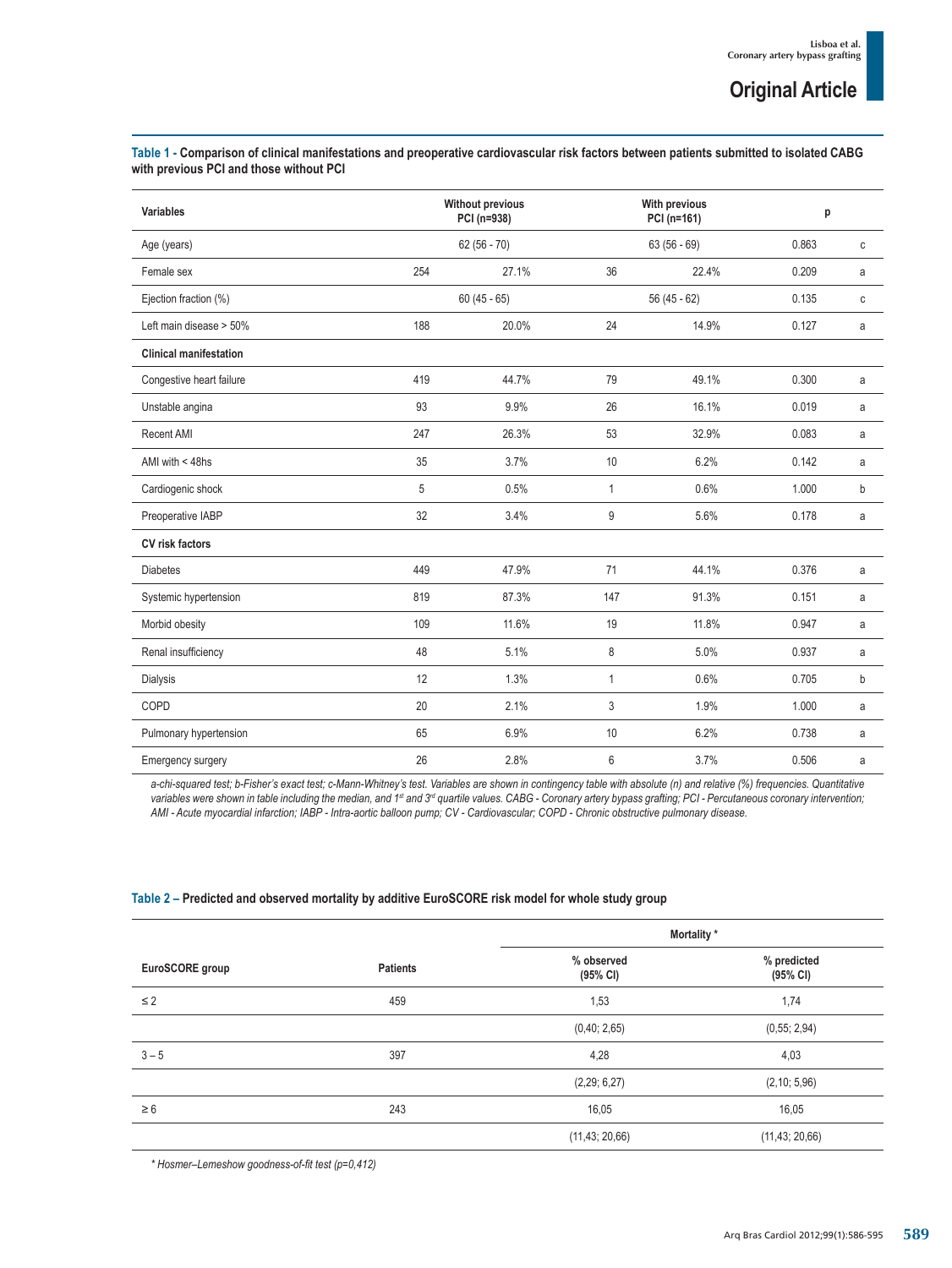**Table 1 - Comparison of clinical manifestations and preoperative cardiovascular risk factors between patients submitted to isolated CABG with previous PCI and those without PCI**

| Variables | Without previous PCI (n=938) | | With previous PCI (n=161) | | p | |
|---|---|---|---|---|---|---|
| Age (years) | 62 (56 - 70) | | 63 (56 - 69) | | 0.863 | c |
| Female sex | 254 | 27.1% | 36 | 22.4% | 0.209 | a |
| Ejection fraction (%) | 60 (45 - 65) | | 56 (45 - 62) | | 0.135 | c |
| Left main disease > 50% | 188 | 20.0% | 24 | 14.9% | 0.127 | a |
| **Clinical manifestation** | | | | | | |
| Congestive heart failure | 419 | 44.7% | 79 | 49.1% | 0.300 | a |
| Unstable angina | 93 | 9.9% | 26 | 16.1% | 0.019 | a |
| Recent AMI | 247 | 26.3% | 53 | 32.9% | 0.083 | a |
| AMI with < 48hs | 35 | 3.7% | 10 | 6.2% | 0.142 | a |
| Cardiogenic shock | 5 | 0.5% | 1 | 0.6% | 1.000 | b |
| Preoperative IABP | 32 | 3.4% | 9 | 5.6% | 0.178 | a |
| **CV risk factors** | | | | | | |
| Diabetes | 449 | 47.9% | 71 | 44.1% | 0.376 | a |
| Systemic hypertension | 819 | 87.3% | 147 | 91.3% | 0.151 | a |
| Morbid obesity | 109 | 11.6% | 19 | 11.8% | 0.947 | a |
| Renal insufficiency | 48 | 5.1% | 8 | 5.0% | 0.937 | a |
| Dialysis | 12 | 1.3% | 1 | 0.6% | 0.705 | b |
| COPD | 20 | 2.1% | 3 | 1.9% | 1.000 | a |
| Pulmonary hypertension | 65 | 6.9% | 10 | 6.2% | 0.738 | a |
| Emergency surgery | 26 | 2.8% | 6 | 3.7% | 0.506 | a |

*a-chi-squared test; b-Fisher's exact test; c-Mann-Whitney's test. Variables are shown in contingency table with absolute (n) and relative (%) frequencies. Quantitative variables were shown in table including the median, and 1st and 3rd quartile values. CABG - Coronary artery bypass grafting; PCI - Percutaneous coronary intervention; AMI - Acute myocardial infarction; IABP - Intra-aortic balloon pump; CV - Cardiovascular; COPD - Chronic obstructive pulmonary disease.*

**Table 2 – Predicted and observed mortality by additive EuroSCORE risk model for whole study group**

| EuroSCORE group | Patients | Mortality * % observed (95% CI) | Mortality * % predicted (95% CI) |
|---|---|---|---|
| ≤ 2 | 459 | 1,53 | 1,74 |
| | | (0,40; 2,65) | (0,55; 2,94) |
| 3 – 5 | 397 | 4,28 | 4,03 |
| | | (2,29; 6,27) | (2,10; 5,96) |
| ≥ 6 | 243 | 16,05 | 16,05 |
| | | (11,43; 20,66) | (11,43; 20,66) |

*\* Hosmer–Lemeshow goodness-of-fit test (p=0,412)*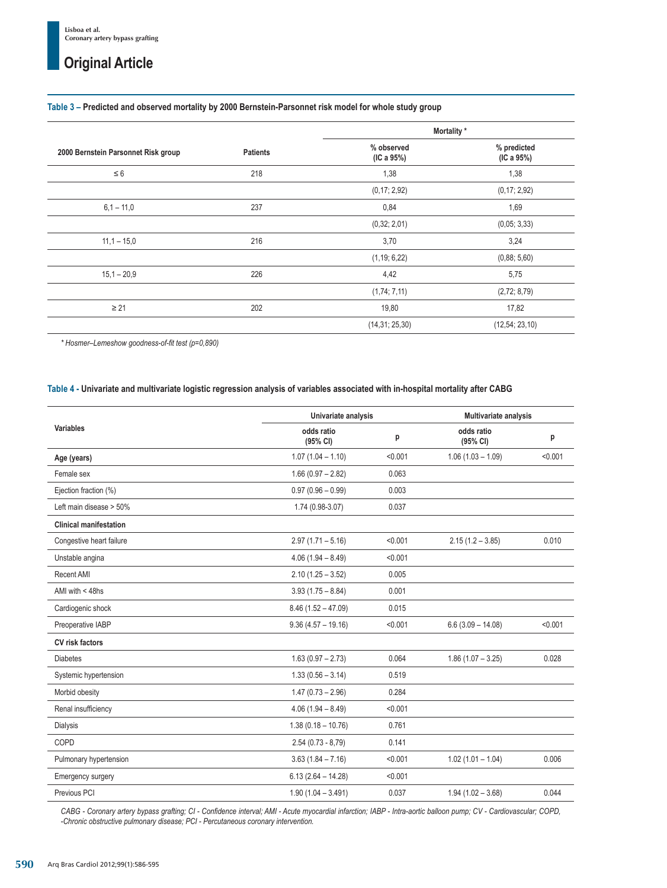**Table 3 – Predicted and observed mortality by 2000 Bernstein-Parsonnet risk model for whole study group**

| 2000 Bernstein Parsonnet Risk group | Patients | Mortality * | |
|---|---|---|---|
| | | % observed (IC a 95%) | % predicted (IC a 95%) |
| ≤ 6 | 218 | 1,38 | 1,38 |
| | | (0,17; 2,92) | (0,17; 2,92) |
| 6,1 – 11,0 | 237 | 0,84 | 1,69 |
| | | (0,32; 2,01) | (0,05; 3,33) |
| 11,1 – 15,0 | 216 | 3,70 | 3,24 |
| | | (1,19; 6,22) | (0,88; 5,60) |
| 15,1 – 20,9 | 226 | 4,42 | 5,75 |
| | | (1,74; 7,11) | (2,72; 8,79) |
| ≥ 21 | 202 | 19,80 | 17,82 |
| | | (14,31; 25,30) | (12,54; 23,10) |

*\* Hosmer–Lemeshow goodness-of-fit test (p=0,890)*

**Table 4 - Univariate and multivariate logistic regression analysis of variables associated with in-hospital mortality after CABG**

| Variables | Univariate analysis | | Multivariate analysis | |
|---|---|---|---|---|
| | odds ratio (95% CI) | p | odds ratio (95% CI) | p |
| **Age (years)** | 1.07 (1.04 – 1.10) | <0.001 | 1.06 (1.03 – 1.09) | <0.001 |
| Female sex | 1.66 (0.97 – 2.82) | 0.063 | | |
| Ejection fraction (%) | 0.97 (0.96 – 0.99) | 0.003 | | |
| Left main disease > 50% | 1.74 (0.98-3.07) | 0.037 | | |
| **Clinical manifestation** | | | | |
| Congestive heart failure | 2.97 (1.71 – 5.16) | <0.001 | 2.15 (1.2 – 3.85) | 0.010 |
| Unstable angina | 4.06 (1.94 – 8.49) | <0.001 | | |
| Recent AMI | 2.10 (1.25 – 3.52) | 0.005 | | |
| AMI with < 48hs | 3.93 (1.75 – 8.84) | 0.001 | | |
| Cardiogenic shock | 8.46 (1.52 – 47.09) | 0.015 | | |
| Preoperative IABP | 9.36 (4.57 – 19.16) | <0.001 | 6.6 (3.09 – 14.08) | <0.001 |
| **CV risk factors** | | | | |
| Diabetes | 1.63 (0.97 – 2.73) | 0.064 | 1.86 (1.07 – 3.25) | 0.028 |
| Systemic hypertension | 1.33 (0.56 – 3.14) | 0.519 | | |
| Morbid obesity | 1.47 (0.73 – 2.96) | 0.284 | | |
| Renal insufficiency | 4.06 (1.94 – 8.49) | <0.001 | | |
| Dialysis | 1.38 (0.18 – 10.76) | 0.761 | | |
| COPD | 2.54 (0.73 - 8,79) | 0.141 | | |
| Pulmonary hypertension | 3.63 (1.84 – 7.16) | <0.001 | 1.02 (1.01 – 1.04) | 0.006 |
| Emergency surgery | 6.13 (2.64 – 14.28) | <0.001 | | |
| Previous PCI | 1.90 (1.04 – 3.491) | 0.037 | 1.94 (1.02 – 3.68) | 0.044 |

*CABG - Coronary artery bypass grafting; CI - Confidence interval; AMI - Acute myocardial infarction; IABP - Intra-aortic balloon pump; CV - Cardiovascular; COPD, -Chronic obstructive pulmonary disease; PCI - Percutaneous coronary intervention.*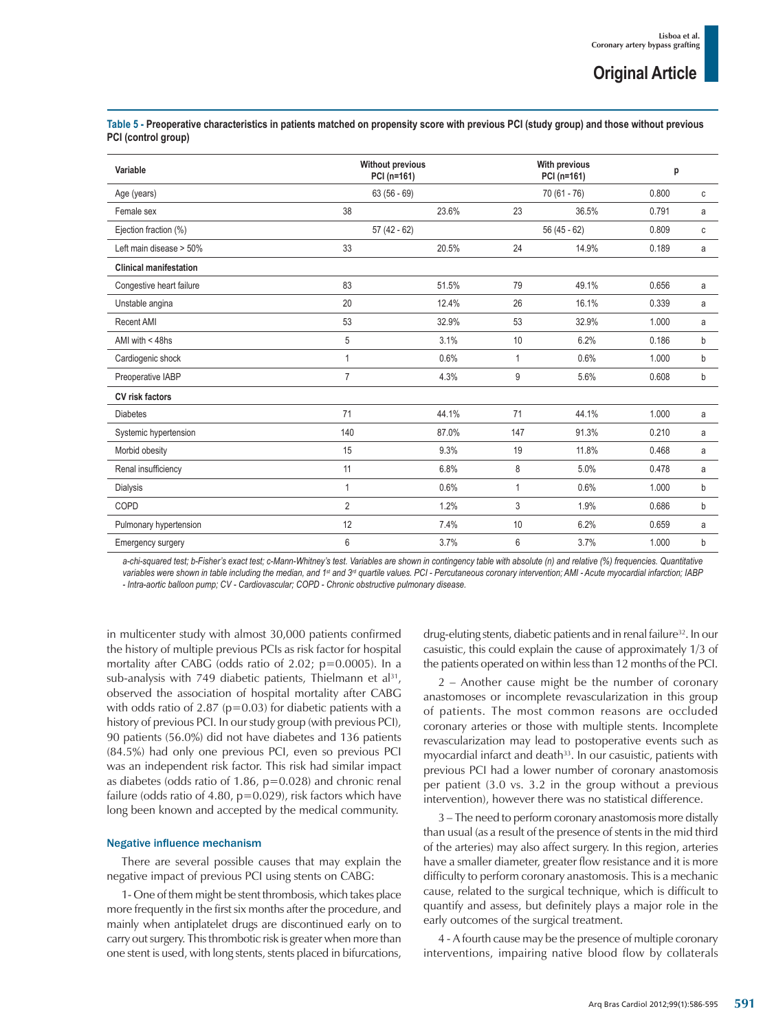**Table 5 - Preoperative characteristics in patients matched on propensity score with previous PCI (study group) and those without previous PCI (control group)**

| Variable | Without previous PCI (n=161) | | With previous PCI (n=161) | | p | |
|---|---|---|---|---|---|---|
| Age (years) | 63 (56 - 69) | | 70 (61 - 76) | | 0.800 | c |
| Female sex | 38 | 23.6% | 23 | 36.5% | 0.791 | a |
| Ejection fraction (%) | 57 (42 - 62) | | 56 (45 - 62) | | 0.809 | c |
| Left main disease > 50% | 33 | 20.5% | 24 | 14.9% | 0.189 | a |
| **Clinical manifestation** | | | | | | |
| Congestive heart failure | 83 | 51.5% | 79 | 49.1% | 0.656 | a |
| Unstable angina | 20 | 12.4% | 26 | 16.1% | 0.339 | a |
| Recent AMI | 53 | 32.9% | 53 | 32.9% | 1.000 | a |
| AMI with < 48hs | 5 | 3.1% | 10 | 6.2% | 0.186 | b |
| Cardiogenic shock | 1 | 0.6% | 1 | 0.6% | 1.000 | b |
| Preoperative IABP | 7 | 4.3% | 9 | 5.6% | 0.608 | b |
| **CV risk factors** | | | | | | |
| Diabetes | 71 | 44.1% | 71 | 44.1% | 1.000 | a |
| Systemic hypertension | 140 | 87.0% | 147 | 91.3% | 0.210 | a |
| Morbid obesity | 15 | 9.3% | 19 | 11.8% | 0.468 | a |
| Renal insufficiency | 11 | 6.8% | 8 | 5.0% | 0.478 | a |
| Dialysis | 1 | 0.6% | 1 | 0.6% | 1.000 | b |
| COPD | 2 | 1.2% | 3 | 1.9% | 0.686 | b |
| Pulmonary hypertension | 12 | 7.4% | 10 | 6.2% | 0.659 | a |
| Emergency surgery | 6 | 3.7% | 6 | 3.7% | 1.000 | b |

*a-chi-squared test; b-Fisher's exact test; c-Mann-Whitney's test. Variables are shown in contingency table with absolute (n) and relative (%) frequencies. Quantitative variables were shown in table including the median, and 1st and 3rd quartile values. PCI - Percutaneous coronary intervention; AMI - Acute myocardial infarction; IABP - Intra-aortic balloon pump; CV - Cardiovascular; COPD - Chronic obstructive pulmonary disease.*

in multicenter study with almost 30,000 patients confirmed the history of multiple previous PCIs as risk factor for hospital mortality after CABG (odds ratio of 2.02; p=0.0005). In a sub-analysis with 749 diabetic patients, Thielmann et al[31], observed the association of hospital mortality after CABG with odds ratio of 2.87 (p=0.03) for diabetic patients with a history of previous PCI. In our study group (with previous PCI), 90 patients (56.0%) did not have diabetes and 136 patients (84.5%) had only one previous PCI, even so previous PCI was an independent risk factor. This risk had similar impact as diabetes (odds ratio of 1.86, p=0.028) and chronic renal failure (odds ratio of 4.80, p=0.029), risk factors which have long been known and accepted by the medical community.

### Negative influence mechanism

There are several possible causes that may explain the negative impact of previous PCI using stents on CABG:

1- One of them might be stent thrombosis, which takes place more frequently in the first six months after the procedure, and mainly when antiplatelet drugs are discontinued early on to carry out surgery. This thrombotic risk is greater when more than one stent is used, with long stents, stents placed in bifurcations, drug-eluting stents, diabetic patients and in renal failure[32]. In our casuistic, this could explain the cause of approximately 1/3 of the patients operated on within less than 12 months of the PCI.

2 – Another cause might be the number of coronary anastomoses or incomplete revascularization in this group of patients. The most common reasons are occluded coronary arteries or those with multiple stents. Incomplete revascularization may lead to postoperative events such as myocardial infarct and death[33]. In our casuistic, patients with previous PCI had a lower number of coronary anastomosis per patient (3.0 vs. 3.2 in the group without a previous intervention), however there was no statistical difference.

3 – The need to perform coronary anastomosis more distally than usual (as a result of the presence of stents in the mid third of the arteries) may also affect surgery. In this region, arteries have a smaller diameter, greater flow resistance and it is more difficulty to perform coronary anastomosis. This is a mechanic cause, related to the surgical technique, which is difficult to quantify and assess, but definitely plays a major role in the early outcomes of the surgical treatment.

4 - A fourth cause may be the presence of multiple coronary interventions, impairing native blood flow by collaterals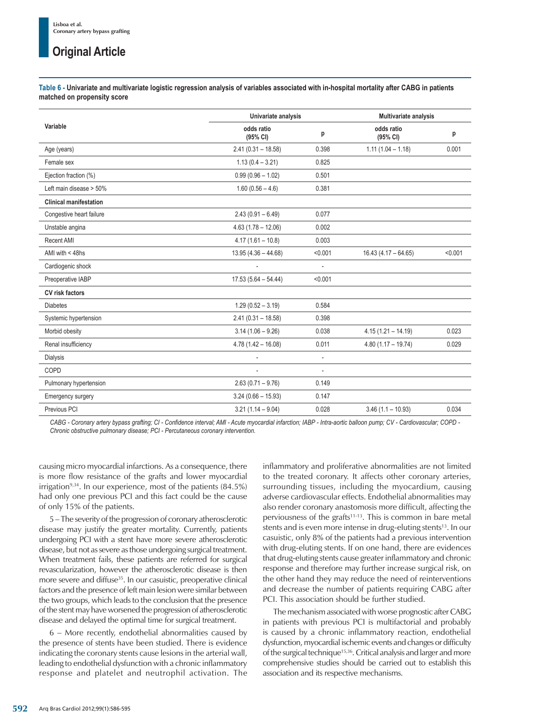**Table 6 - Univariate and multivariate logistic regression analysis of variables associated with in-hospital mortality after CABG in patients matched on propensity score**

| Variable | Univariate analysis | | Multivariate analysis | |
|---|---|---|---|---|
| | odds ratio (95% CI) | p | odds ratio (95% CI) | p |
| Age (years) | 2.41 (0.31 – 18.58) | 0.398 | 1.11 (1.04 – 1.18) | 0.001 |
| Female sex | 1.13 (0.4 – 3.21) | 0.825 | | |
| Ejection fraction (%) | 0.99 (0.96 – 1.02) | 0.501 | | |
| Left main disease > 50% | 1.60 (0.56 – 4.6) | 0.381 | | |
| **Clinical manifestation** | | | | |
| Congestive heart failure | 2.43 (0.91 – 6.49) | 0.077 | | |
| Unstable angina | 4.63 (1.78 – 12.06) | 0.002 | | |
| Recent AMI | 4.17 (1.61 – 10.8) | 0.003 | | |
| AMI with < 48hs | 13.95 (4.36 – 44.68) | <0.001 | 16.43 (4.17 – 64.65) | <0.001 |
| Cardiogenic shock | - | - | | |
| Preoperative IABP | 17.53 (5.64 – 54.44) | <0.001 | | |
| **CV risk factors** | | | | |
| Diabetes | 1.29 (0.52 – 3.19) | 0.584 | | |
| Systemic hypertension | 2.41 (0.31 – 18.58) | 0.398 | | |
| Morbid obesity | 3.14 (1.06 – 9.26) | 0.038 | 4.15 (1.21 – 14.19) | 0.023 |
| Renal insufficiency | 4.78 (1.42 – 16.08) | 0.011 | 4.80 (1.17 – 19.74) | 0.029 |
| Dialysis | - | - | | |
| COPD | - | - | | |
| Pulmonary hypertension | 2.63 (0.71 – 9.76) | 0.149 | | |
| Emergency surgery | 3.24 (0.66 – 15.93) | 0.147 | | |
| Previous PCI | 3.21 (1.14 – 9.04) | 0.028 | 3.46 (1.1 – 10.93) | 0.034 |

*CABG - Coronary artery bypass grafting; CI - Confidence interval; AMI - Acute myocardial infarction; IABP - Intra-aortic balloon pump; CV - Cardiovascular; COPD - Chronic obstructive pulmonary disease; PCI - Percutaneous coronary intervention.*

causing micro myocardial infarctions. As a consequence, there is more flow resistance of the grafts and lower myocardial irrigation[9,34]. In our experience, most of the patients (84.5%) had only one previous PCI and this fact could be the cause of only 15% of the patients.

5 – The severity of the progression of coronary atherosclerotic disease may justify the greater mortality. Currently, patients undergoing PCI with a stent have more severe atherosclerotic disease, but not as severe as those undergoing surgical treatment. When treatment fails, these patients are referred for surgical revascularization, however the atherosclerotic disease is then more severe and diffuse[35]. In our casuistic, preoperative clinical factors and the presence of left main lesion were similar between the two groups, which leads to the conclusion that the presence of the stent may have worsened the progression of atherosclerotic disease and delayed the optimal time for surgical treatment.

6 – More recently, endothelial abnormalities caused by the presence of stents have been studied. There is evidence indicating the coronary stents cause lesions in the arterial wall, leading to endothelial dysfunction with a chronic inflammatory response and platelet and neutrophil activation. The inflammatory and proliferative abnormalities are not limited to the treated coronary. It affects other coronary arteries, surrounding tissues, including the myocardium, causing adverse cardiovascular effects. Endothelial abnormalities may also render coronary anastomosis more difficult, affecting the perviousness of the grafts[11-13]. This is common in bare metal stents and is even more intense in drug-eluting stents[13]. In our casuistic, only 8% of the patients had a previous intervention with drug-eluting stents. If on one hand, there are evidences that drug-eluting stents cause greater inflammatory and chronic response and therefore may further increase surgical risk, on the other hand they may reduce the need of reinterventions and decrease the number of patients requiring CABG after PCI. This association should be further studied.

The mechanism associated with worse prognostic after CABG in patients with previous PCI is multifactorial and probably is caused by a chronic inflammatory reaction, endothelial dysfunction, myocardial ischemic events and changes or difficulty of the surgical technique[15,36]. Critical analysis and larger and more comprehensive studies should be carried out to establish this association and its respective mechanisms.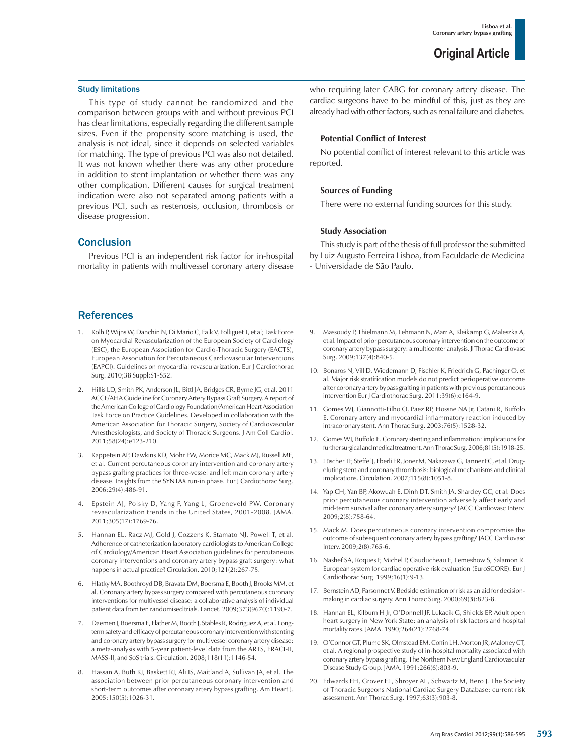### Study limitations

This type of study cannot be randomized and the comparison between groups with and without previous PCI has clear limitations, especially regarding the different sample sizes. Even if the propensity score matching is used, the analysis is not ideal, since it depends on selected variables for matching. The type of previous PCI was also not detailed. It was not known whether there was any other procedure in addition to stent implantation or whether there was any other complication. Different causes for surgical treatment indication were also not separated among patients with a previous PCI, such as restenosis, occlusion, thrombosis or disease progression.

## Conclusion

Previous PCI is an independent risk factor for in-hospital mortality in patients with multivessel coronary artery disease who requiring later CABG for coronary artery disease. The cardiac surgeons have to be mindful of this, just as they are already had with other factors, such as renal failure and diabetes.

#### Potential Conflict of Interest

No potential conflict of interest relevant to this article was reported.

#### Sources of Funding

There were no external funding sources for this study.

#### Study Association

This study is part of the thesis of full professor the submitted by Luiz Augusto Ferreira Lisboa, from Faculdade de Medicina - Universidade de São Paulo.

## References

1. Kolh P, Wijns W, Danchin N, Di Mario C, Falk V, Folliguet T, et al; Task Force on Myocardial Revascularization of the European Society of Cardiology (ESC), the European Association for Cardio-Thoracic Surgery (EACTS), European Association for Percutaneous Cardiovascular Interventions (EAPCI). Guidelines on myocardial revascularization. Eur J Cardiothorac Surg. 2010;38 Suppl:S1-S52.
2. Hillis LD, Smith PK, Anderson JL, Bittl JA, Bridges CR, Byrne JG, et al. 2011 ACCF/AHA Guideline for Coronary Artery Bypass Graft Surgery. A report of the American College of Cardiology Foundation/American Heart Association Task Force on Practice Guidelines. Developed in collaboration with the American Association for Thoracic Surgery, Society of Cardiovascular Anesthesiologists, and Society of Thoracic Surgeons. J Am Coll Cardiol. 2011;58(24):e123-210.
3. Kappetein AP, Dawkins KD, Mohr FW, Morice MC, Mack MJ, Russell ME, et al. Current percutaneous coronary intervention and coronary artery bypass grafting practices for three-vessel and left main coronary artery disease. Insights from the SYNTAX run-in phase. Eur J Cardiothorac Surg. 2006;29(4):486-91.
4. Epstein AJ, Polsky D, Yang F, Yang L, Groeneveld PW. Coronary revascularization trends in the United States, 2001-2008. JAMA. 2011;305(17):1769-76.
5. Hannan EL, Racz MJ, Gold J, Cozzens K, Stamato NJ, Powell T, et al. Adherence of catheterization laboratory cardiologists to American College of Cardiology/American Heart Association guidelines for percutaneous coronary interventions and coronary artery bypass graft surgery: what happens in actual practice? Circulation. 2010;121(2):267-75.
6. Hlatky MA, Boothroyd DB, Bravata DM, Boersma E, Booth J, Brooks MM, et al. Coronary artery bypass surgery compared with percutaneous coronary interventions for multivessel disease: a collaborative analysis of individual patient data from ten randomised trials. Lancet. 2009;373(9670):1190-7.
7. Daemen J, Boersma E, Flather M, Booth J, Stables R, Rodriguez A, et al. Long-term safety and efficacy of percutaneous coronary intervention with stenting and coronary artery bypass surgery for multivessel coronary artery disease: a meta-analysis with 5-year patient-level data from the ARTS, ERACI-II, MASS-II, and SoS trials. Circulation. 2008;118(11):1146-54.
8. Hassan A, Buth KJ, Baskett RJ, Ali IS, Maitland A, Sullivan JA, et al. The association between prior percutaneous coronary intervention and short-term outcomes after coronary artery bypass grafting. Am Heart J. 2005;150(5):1026-31.
9. Massoudy P, Thielmann M, Lehmann N, Marr A, Kleikamp G, Maleszka A, et al. Impact of prior percutaneous coronary intervention on the outcome of coronary artery bypass surgery: a multicenter analysis. J Thorac Cardiovasc Surg. 2009;137(4):840-5.
10. Bonaros N, Vill D, Wiedemann D, Fischler K, Friedrich G, Pachinger O, et al. Major risk stratification models do not predict perioperative outcome after coronary artery bypass grafting in patients with previous percutaneous intervention Eur J Cardiothorac Surg. 2011;39(6):e164-9.
11. Gomes WJ, Giannotti-Filho O, Paez RP, Hossne NA Jr, Catani R, Buffolo E. Coronary artery and myocardial inflammatory reaction induced by intracoronary stent. Ann Thorac Surg. 2003;76(5):1528-32.
12. Gomes WJ, Buffolo E. Coronary stenting and inflammation: implications for further surgical and medical treatment. Ann Thorac Surg. 2006;81(5):1918-25.
13. Lüscher TF, Steffel J, Eberli FR, Joner M, Nakazawa G, Tanner FC, et al. Drug-eluting stent and coronary thrombosis: biological mechanisms and clinical implications. Circulation. 2007;115(8):1051-8.
14. Yap CH, Yan BP, Akowuah E, Dinh DT, Smith JA, Shardey GC, et al. Does prior percutaneous coronary intervention adversely affect early and mid-term survival after coronary artery surgery? JACC Cardiovasc Interv. 2009;2(8):758-64.
15. Mack M. Does percutaneous coronary intervention compromise the outcome of subsequent coronary artery bypass grafting? JACC Cardiovasc Interv. 2009;2(8):765-6.
16. Nashef SA, Roques F, Michel P, Gauducheau E, Lemeshow S, Salamon R. European system for cardiac operative risk evaluation (EuroSCORE). Eur J Cardiothorac Surg. 1999;16(1):9-13.
17. Bernstein AD, Parsonnet V. Bedside estimation of risk as an aid for decision-making in cardiac surgery. Ann Thorac Surg. 2000;69(3):823-8.
18. Hannan EL, Kilburn H Jr, O'Donnell JF, Lukacik G, Shields EP. Adult open heart surgery in New York State: an analysis of risk factors and hospital mortality rates. JAMA. 1990;264(21):2768-74.
19. O'Connor GT, Plume SK, Olmstead EM, Coffin LH, Morton JR, Maloney CT, et al. A regional prospective study of in-hospital mortality associated with coronary artery bypass grafting. The Northern New England Cardiovascular Disease Study Group. JAMA. 1991;266(6):803-9.
20. Edwards FH, Grover FL, Shroyer AL, Schwartz M, Bero J. The Society of Thoracic Surgeons National Cardiac Surgery Database: current risk assessment. Ann Thorac Surg. 1997;63(3):903-8.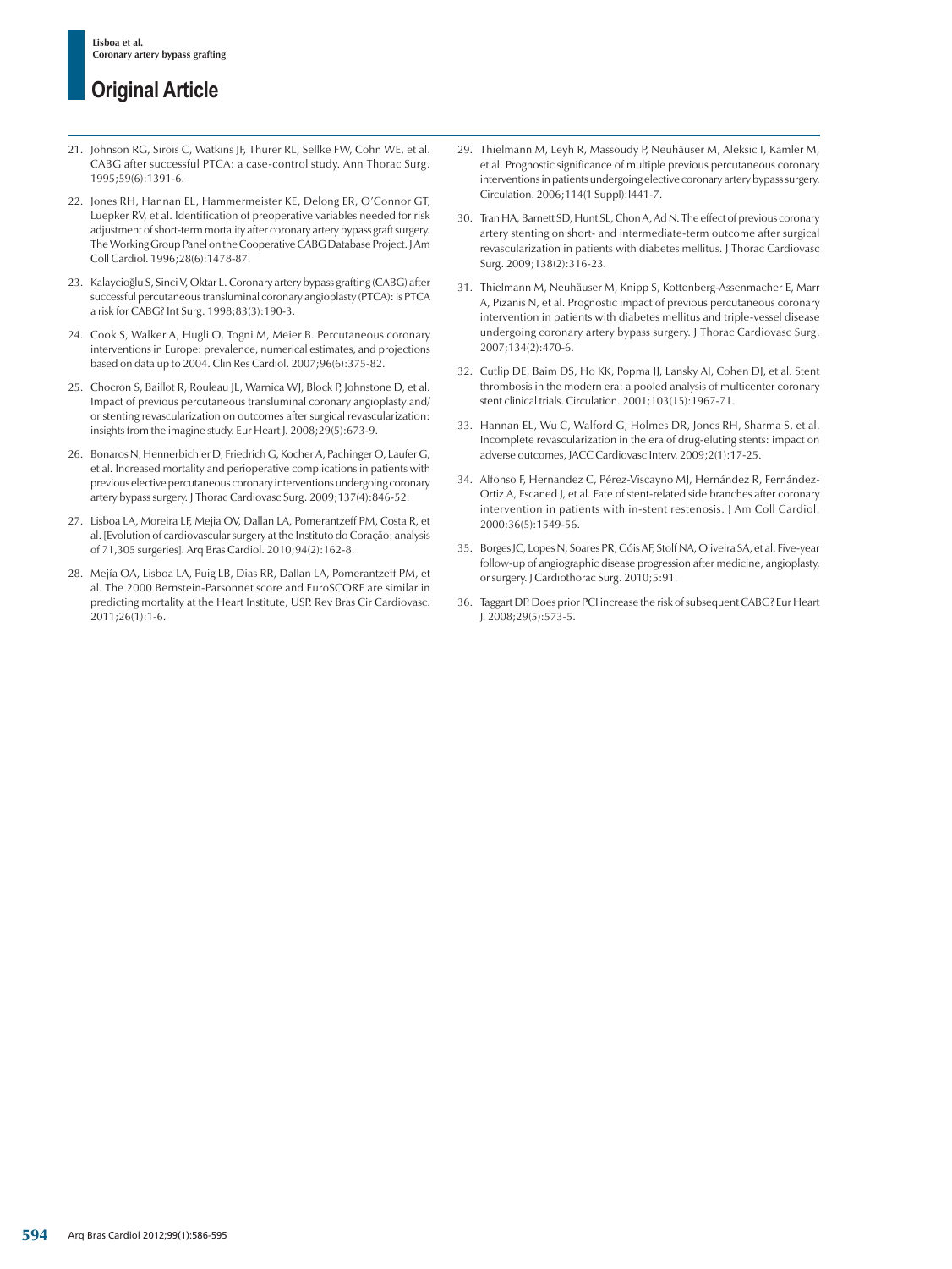21. Johnson RG, Sirois C, Watkins JF, Thurer RL, Sellke FW, Cohn WE, et al. CABG after successful PTCA: a case-control study. Ann Thorac Surg. 1995;59(6):1391-6.

22. Jones RH, Hannan EL, Hammermeister KE, Delong ER, O'Connor GT, Luepker RV, et al. Identification of preoperative variables needed for risk adjustment of short-term mortality after coronary artery bypass graft surgery. The Working Group Panel on the Cooperative CABG Database Project. J Am Coll Cardiol. 1996;28(6):1478-87.

23. Kalaycioğlu S, Sinci V, Oktar L. Coronary artery bypass grafting (CABG) after successful percutaneous transluminal coronary angioplasty (PTCA): is PTCA a risk for CABG? Int Surg. 1998;83(3):190-3.

24. Cook S, Walker A, Hugli O, Togni M, Meier B. Percutaneous coronary interventions in Europe: prevalence, numerical estimates, and projections based on data up to 2004. Clin Res Cardiol. 2007;96(6):375-82.

25. Chocron S, Baillot R, Rouleau JL, Warnica WJ, Block P, Johnstone D, et al. Impact of previous percutaneous transluminal coronary angioplasty and/or stenting revascularization on outcomes after surgical revascularization: insights from the imagine study. Eur Heart J. 2008;29(5):673-9.

26. Bonaros N, Hennerbichler D, Friedrich G, Kocher A, Pachinger O, Laufer G, et al. Increased mortality and perioperative complications in patients with previous elective percutaneous coronary interventions undergoing coronary artery bypass surgery. J Thorac Cardiovasc Surg. 2009;137(4):846-52.

27. Lisboa LA, Moreira LF, Mejia OV, Dallan LA, Pomerantzeff PM, Costa R, et al. [Evolution of cardiovascular surgery at the Instituto do Coração: analysis of 71,305 surgeries]. Arq Bras Cardiol. 2010;94(2):162-8.

28. Mejía OA, Lisboa LA, Puig LB, Dias RR, Dallan LA, Pomerantzeff PM, et al. The 2000 Bernstein-Parsonnet score and EuroSCORE are similar in predicting mortality at the Heart Institute, USP. Rev Bras Cir Cardiovasc. 2011;26(1):1-6.

29. Thielmann M, Leyh R, Massoudy P, Neuhäuser M, Aleksic I, Kamler M, et al. Prognostic significance of multiple previous percutaneous coronary interventions in patients undergoing elective coronary artery bypass surgery. Circulation. 2006;114(1 Suppl):I441-7.

30. Tran HA, Barnett SD, Hunt SL, Chon A, Ad N. The effect of previous coronary artery stenting on short- and intermediate-term outcome after surgical revascularization in patients with diabetes mellitus. J Thorac Cardiovasc Surg. 2009;138(2):316-23.

31. Thielmann M, Neuhäuser M, Knipp S, Kottenberg-Assenmacher E, Marr A, Pizanis N, et al. Prognostic impact of previous percutaneous coronary intervention in patients with diabetes mellitus and triple-vessel disease undergoing coronary artery bypass surgery. J Thorac Cardiovasc Surg. 2007;134(2):470-6.

32. Cutlip DE, Baim DS, Ho KK, Popma JJ, Lansky AJ, Cohen DJ, et al. Stent thrombosis in the modern era: a pooled analysis of multicenter coronary stent clinical trials. Circulation. 2001;103(15):1967-71.

33. Hannan EL, Wu C, Walford G, Holmes DR, Jones RH, Sharma S, et al. Incomplete revascularization in the era of drug-eluting stents: impact on adverse outcomes. JACC Cardiovasc Interv. 2009;2(1):17-25.

34. Alfonso F, Hernandez C, Pérez-Viscayno MJ, Hernández R, Fernández-Ortiz A, Escaned J, et al. Fate of stent-related side branches after coronary intervention in patients with in-stent restenosis. J Am Coll Cardiol. 2000;36(5):1549-56.

35. Borges JC, Lopes N, Soares PR, Góis AF, Stolf NA, Oliveira SA, et al. Five-year follow-up of angiographic disease progression after medicine, angioplasty, or surgery. J Cardiothorac Surg. 2010;5:91.

36. Taggart DP. Does prior PCI increase the risk of subsequent CABG? Eur Heart J. 2008;29(5):573-5.